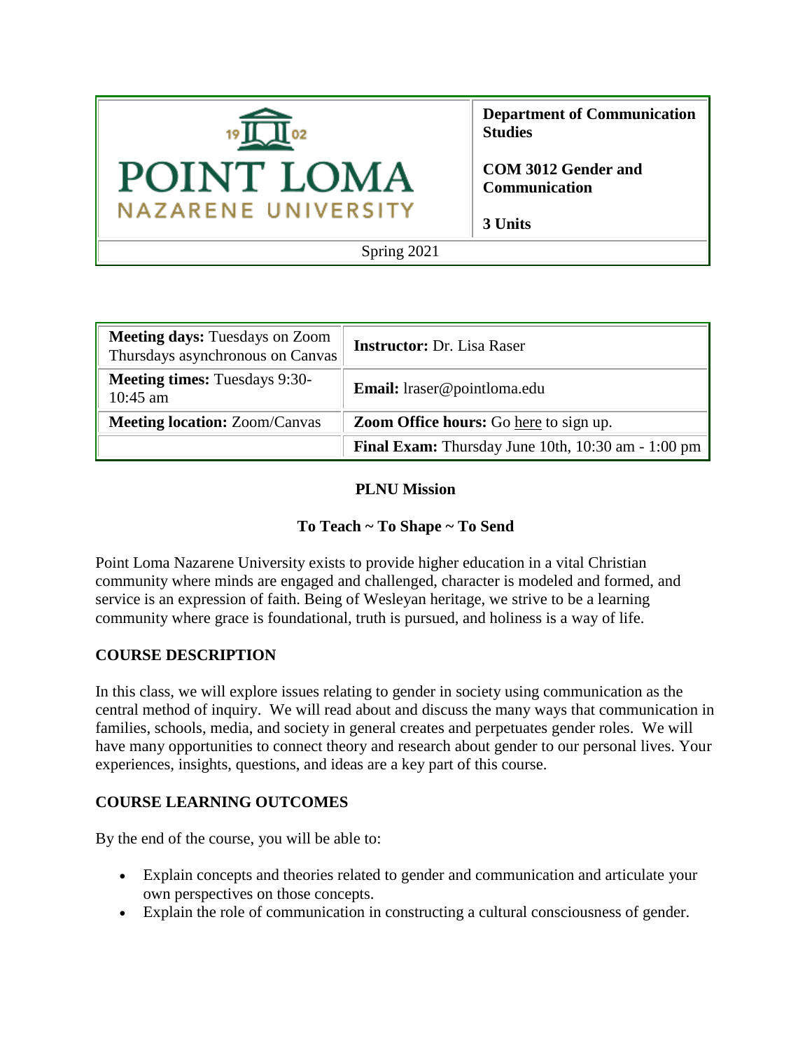| | |
|---|---|
| POINT LOMA NAZARENE UNIVERSITY | **Department of Communication Studies**<br><br>**COM 3012 Gender and Communication**<br><br>**3 Units** |
| Spring 2021 | |

| | |
|---|---|
| **Meeting days:** Tuesdays on Zoom Thursdays asynchronous on Canvas | **Instructor:** Dr. Lisa Raser |
| **Meeting times:** Tuesdays 9:30-10:45 am | **Email:** lraser@pointloma.edu |
| **Meeting location:** Zoom/Canvas | **Zoom Office hours:** Go here to sign up. |
| | **Final Exam:** Thursday June 10th, 10:30 am - 1:00 pm |

**PLNU Mission**

**To Teach ~ To Shape ~ To Send**

Point Loma Nazarene University exists to provide higher education in a vital Christian community where minds are engaged and challenged, character is modeled and formed, and service is an expression of faith. Being of Wesleyan heritage, we strive to be a learning community where grace is foundational, truth is pursued, and holiness is a way of life.

## COURSE DESCRIPTION

In this class, we will explore issues relating to gender in society using communication as the central method of inquiry. We will read about and discuss the many ways that communication in families, schools, media, and society in general creates and perpetuates gender roles. We will have many opportunities to connect theory and research about gender to our personal lives. Your experiences, insights, questions, and ideas are a key part of this course.

## COURSE LEARNING OUTCOMES

By the end of the course, you will be able to:

- Explain concepts and theories related to gender and communication and articulate your own perspectives on those concepts.
- Explain the role of communication in constructing a cultural consciousness of gender.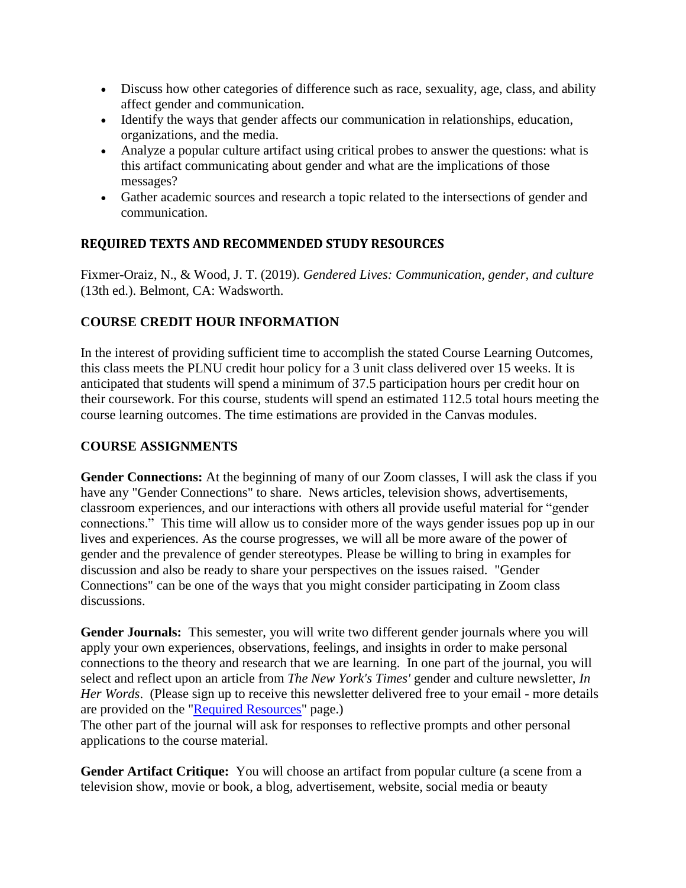- Discuss how other categories of difference such as race, sexuality, age, class, and ability affect gender and communication.
- Identify the ways that gender affects our communication in relationships, education, organizations, and the media.
- Analyze a popular culture artifact using critical probes to answer the questions: what is this artifact communicating about gender and what are the implications of those messages?
- Gather academic sources and research a topic related to the intersections of gender and communication.

## REQUIRED TEXTS AND RECOMMENDED STUDY RESOURCES

Fixmer-Oraiz, N., & Wood, J. T. (2019). *Gendered Lives: Communication, gender, and culture* (13th ed.). Belmont, CA: Wadsworth.

## COURSE CREDIT HOUR INFORMATION

In the interest of providing sufficient time to accomplish the stated Course Learning Outcomes, this class meets the PLNU credit hour policy for a 3 unit class delivered over 15 weeks. It is anticipated that students will spend a minimum of 37.5 participation hours per credit hour on their coursework. For this course, students will spend an estimated 112.5 total hours meeting the course learning outcomes. The time estimations are provided in the Canvas modules.

## COURSE ASSIGNMENTS

**Gender Connections:** At the beginning of many of our Zoom classes, I will ask the class if you have any "Gender Connections" to share. News articles, television shows, advertisements, classroom experiences, and our interactions with others all provide useful material for "gender connections." This time will allow us to consider more of the ways gender issues pop up in our lives and experiences. As the course progresses, we will all be more aware of the power of gender and the prevalence of gender stereotypes. Please be willing to bring in examples for discussion and also be ready to share your perspectives on the issues raised. "Gender Connections" can be one of the ways that you might consider participating in Zoom class discussions.

**Gender Journals:** This semester, you will write two different gender journals where you will apply your own experiences, observations, feelings, and insights in order to make personal connections to the theory and research that we are learning. In one part of the journal, you will select and reflect upon an article from *The New York's Times'* gender and culture newsletter, *In Her Words*. (Please sign up to receive this newsletter delivered free to your email - more details are provided on the "Required Resources" page.)
The other part of the journal will ask for responses to reflective prompts and other personal applications to the course material.

**Gender Artifact Critique:** You will choose an artifact from popular culture (a scene from a television show, movie or book, a blog, advertisement, website, social media or beauty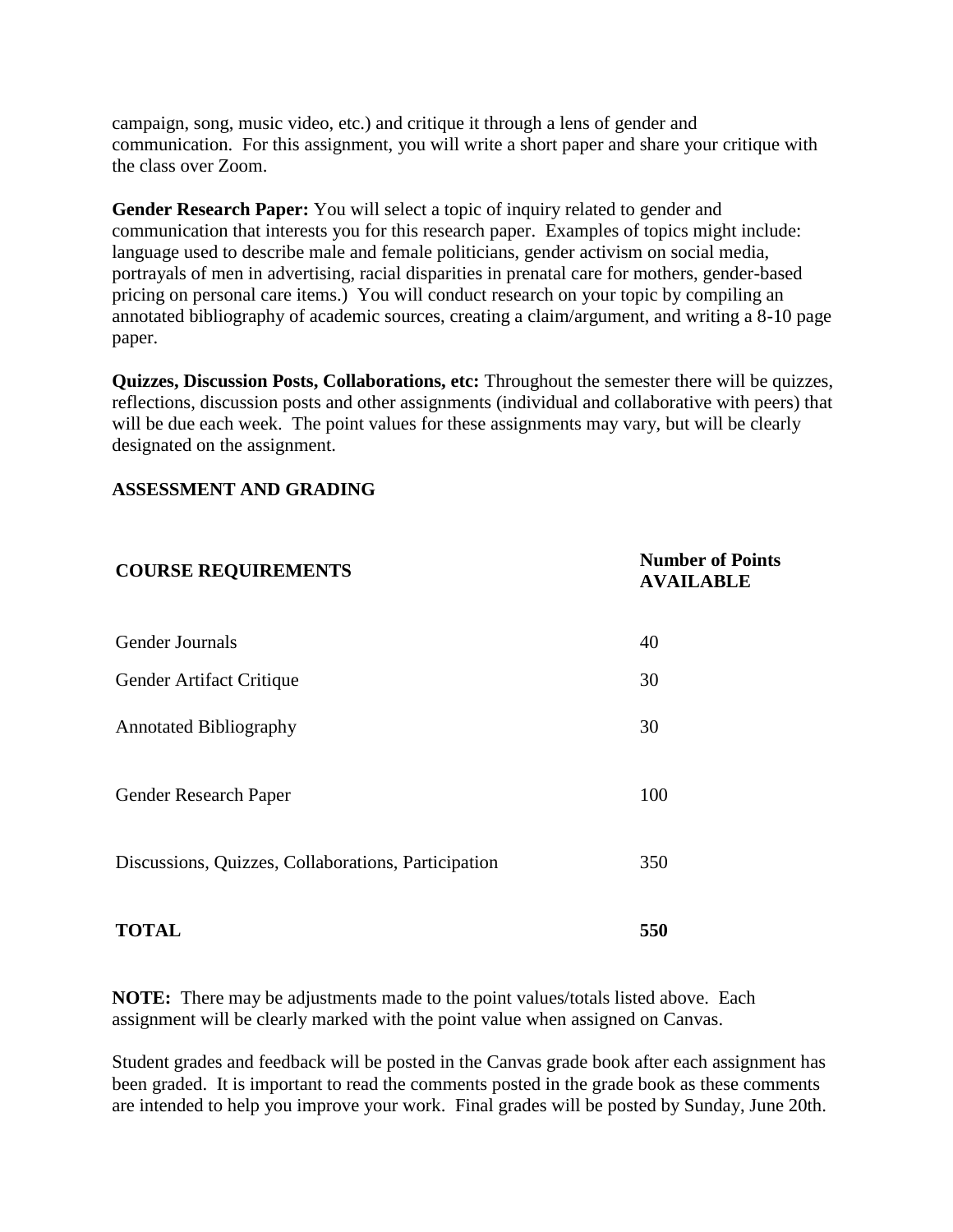campaign, song, music video, etc.) and critique it through a lens of gender and communication. For this assignment, you will write a short paper and share your critique with the class over Zoom.

**Gender Research Paper:** You will select a topic of inquiry related to gender and communication that interests you for this research paper. Examples of topics might include: language used to describe male and female politicians, gender activism on social media, portrayals of men in advertising, racial disparities in prenatal care for mothers, gender-based pricing on personal care items.) You will conduct research on your topic by compiling an annotated bibliography of academic sources, creating a claim/argument, and writing a 8-10 page paper.

**Quizzes, Discussion Posts, Collaborations, etc:** Throughout the semester there will be quizzes, reflections, discussion posts and other assignments (individual and collaborative with peers) that will be due each week. The point values for these assignments may vary, but will be clearly designated on the assignment.

**ASSESSMENT AND GRADING**

| **COURSE REQUIREMENTS** | **Number of Points AVAILABLE** |
|---|---|
| Gender Journals | 40 |
| Gender Artifact Critique | 30 |
| Annotated Bibliography | 30 |
| Gender Research Paper | 100 |
| Discussions, Quizzes, Collaborations, Participation | 350 |
| **TOTAL** | **550** |

**NOTE:** There may be adjustments made to the point values/totals listed above. Each assignment will be clearly marked with the point value when assigned on Canvas.

Student grades and feedback will be posted in the Canvas grade book after each assignment has been graded. It is important to read the comments posted in the grade book as these comments are intended to help you improve your work. Final grades will be posted by Sunday, June 20th.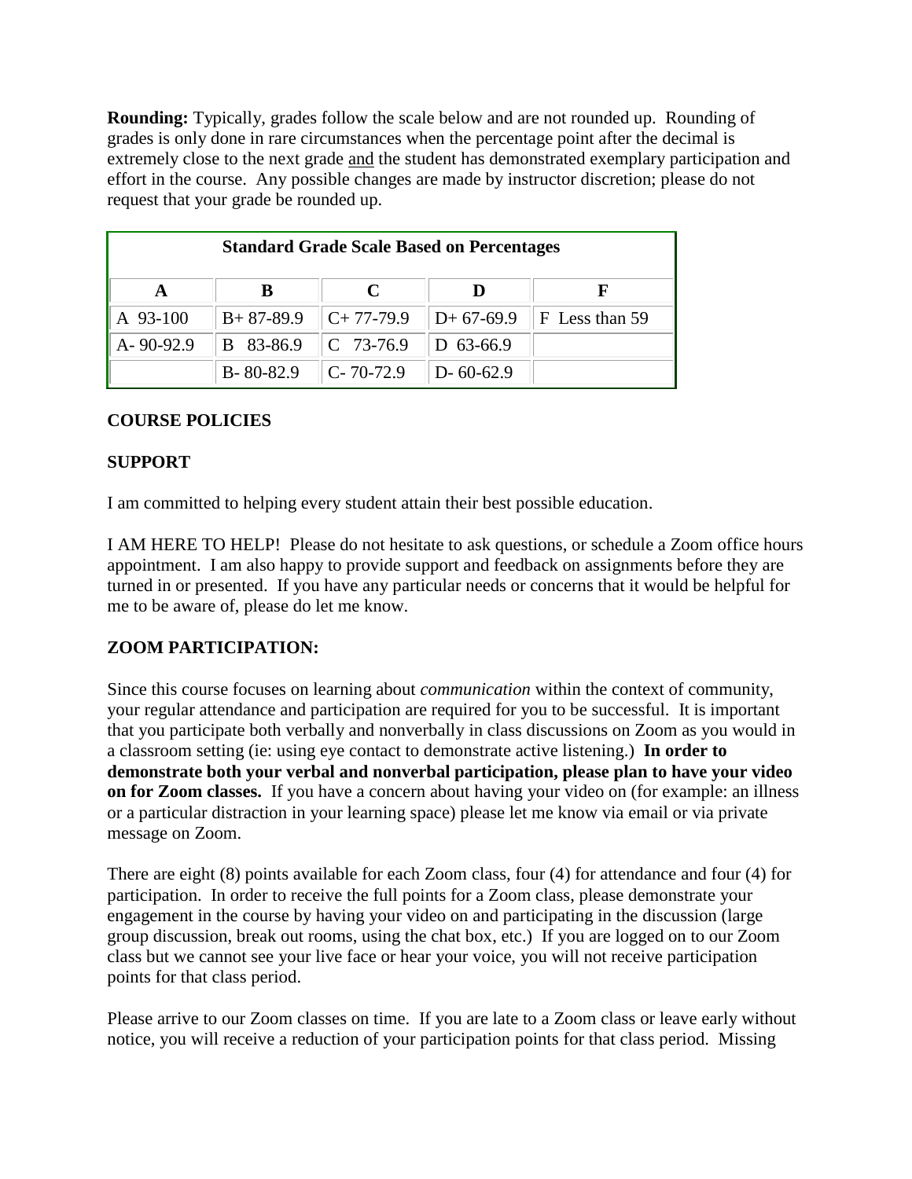**Rounding:** Typically, grades follow the scale below and are not rounded up. Rounding of grades is only done in rare circumstances when the percentage point after the decimal is extremely close to the next grade <u>and</u> the student has demonstrated exemplary participation and effort in the course. Any possible changes are made by instructor discretion; please do not request that your grade be rounded up.

**Standard Grade Scale Based on Percentages**

| A | B | C | D | F |
|---|---|---|---|---|
| A 93-100 | B+ 87-89.9 | C+ 77-79.9 | D+ 67-69.9 | F Less than 59 |
| A- 90-92.9 | B 83-86.9 | C 73-76.9 | D 63-66.9 | |
| | B- 80-82.9 | C- 70-72.9 | D- 60-62.9 | |

**COURSE POLICIES**

**SUPPORT**

I am committed to helping every student attain their best possible education.

I AM HERE TO HELP! Please do not hesitate to ask questions, or schedule a Zoom office hours appointment. I am also happy to provide support and feedback on assignments before they are turned in or presented. If you have any particular needs or concerns that it would be helpful for me to be aware of, please do let me know.

**ZOOM PARTICIPATION:**

Since this course focuses on learning about *communication* within the context of community, your regular attendance and participation are required for you to be successful. It is important that you participate both verbally and nonverbally in class discussions on Zoom as you would in a classroom setting (ie: using eye contact to demonstrate active listening.) **In order to demonstrate both your verbal and nonverbal participation, please plan to have your video on for Zoom classes.** If you have a concern about having your video on (for example: an illness or a particular distraction in your learning space) please let me know via email or via private message on Zoom.

There are eight (8) points available for each Zoom class, four (4) for attendance and four (4) for participation. In order to receive the full points for a Zoom class, please demonstrate your engagement in the course by having your video on and participating in the discussion (large group discussion, break out rooms, using the chat box, etc.) If you are logged on to our Zoom class but we cannot see your live face or hear your voice, you will not receive participation points for that class period.

Please arrive to our Zoom classes on time. If you are late to a Zoom class or leave early without notice, you will receive a reduction of your participation points for that class period. Missing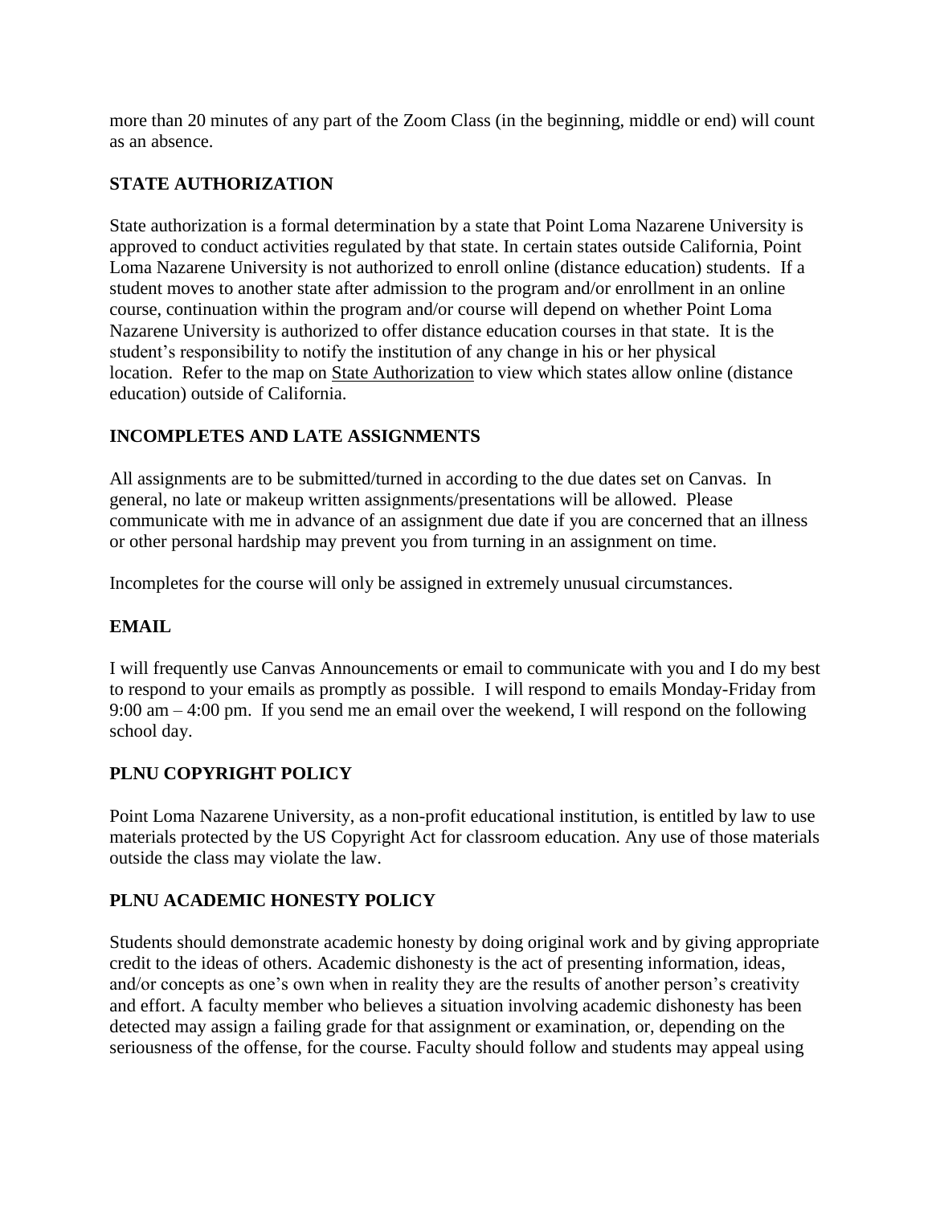more than 20 minutes of any part of the Zoom Class (in the beginning, middle or end) will count as an absence.

## STATE AUTHORIZATION

State authorization is a formal determination by a state that Point Loma Nazarene University is approved to conduct activities regulated by that state. In certain states outside California, Point Loma Nazarene University is not authorized to enroll online (distance education) students. If a student moves to another state after admission to the program and/or enrollment in an online course, continuation within the program and/or course will depend on whether Point Loma Nazarene University is authorized to offer distance education courses in that state. It is the student's responsibility to notify the institution of any change in his or her physical location. Refer to the map on State Authorization to view which states allow online (distance education) outside of California.

## INCOMPLETES AND LATE ASSIGNMENTS

All assignments are to be submitted/turned in according to the due dates set on Canvas. In general, no late or makeup written assignments/presentations will be allowed. Please communicate with me in advance of an assignment due date if you are concerned that an illness or other personal hardship may prevent you from turning in an assignment on time.

Incompletes for the course will only be assigned in extremely unusual circumstances.

## EMAIL

I will frequently use Canvas Announcements or email to communicate with you and I do my best to respond to your emails as promptly as possible. I will respond to emails Monday-Friday from 9:00 am – 4:00 pm. If you send me an email over the weekend, I will respond on the following school day.

## PLNU COPYRIGHT POLICY

Point Loma Nazarene University, as a non-profit educational institution, is entitled by law to use materials protected by the US Copyright Act for classroom education. Any use of those materials outside the class may violate the law.

## PLNU ACADEMIC HONESTY POLICY

Students should demonstrate academic honesty by doing original work and by giving appropriate credit to the ideas of others. Academic dishonesty is the act of presenting information, ideas, and/or concepts as one's own when in reality they are the results of another person's creativity and effort. A faculty member who believes a situation involving academic dishonesty has been detected may assign a failing grade for that assignment or examination, or, depending on the seriousness of the offense, for the course. Faculty should follow and students may appeal using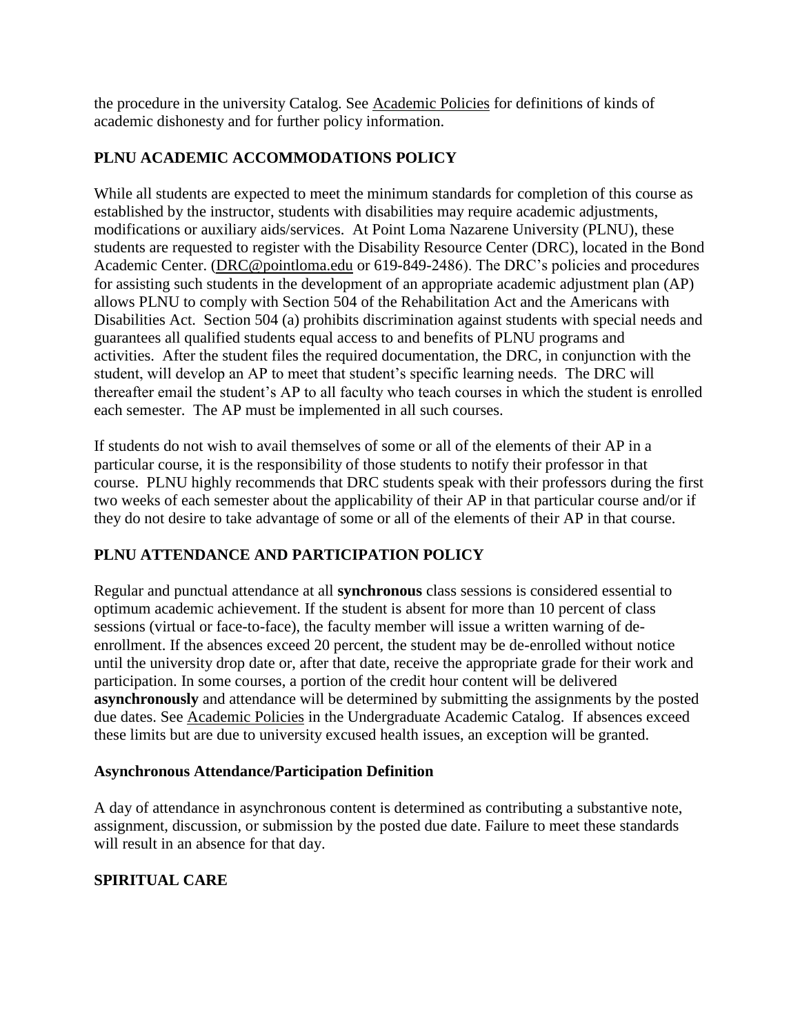the procedure in the university Catalog. See Academic Policies for definitions of kinds of academic dishonesty and for further policy information.

## PLNU ACADEMIC ACCOMMODATIONS POLICY

While all students are expected to meet the minimum standards for completion of this course as established by the instructor, students with disabilities may require academic adjustments, modifications or auxiliary aids/services. At Point Loma Nazarene University (PLNU), these students are requested to register with the Disability Resource Center (DRC), located in the Bond Academic Center. (DRC@pointloma.edu or 619-849-2486). The DRC's policies and procedures for assisting such students in the development of an appropriate academic adjustment plan (AP) allows PLNU to comply with Section 504 of the Rehabilitation Act and the Americans with Disabilities Act. Section 504 (a) prohibits discrimination against students with special needs and guarantees all qualified students equal access to and benefits of PLNU programs and activities. After the student files the required documentation, the DRC, in conjunction with the student, will develop an AP to meet that student's specific learning needs. The DRC will thereafter email the student's AP to all faculty who teach courses in which the student is enrolled each semester. The AP must be implemented in all such courses.

If students do not wish to avail themselves of some or all of the elements of their AP in a particular course, it is the responsibility of those students to notify their professor in that course. PLNU highly recommends that DRC students speak with their professors during the first two weeks of each semester about the applicability of their AP in that particular course and/or if they do not desire to take advantage of some or all of the elements of their AP in that course.

## PLNU ATTENDANCE AND PARTICIPATION POLICY

Regular and punctual attendance at all **synchronous** class sessions is considered essential to optimum academic achievement. If the student is absent for more than 10 percent of class sessions (virtual or face-to-face), the faculty member will issue a written warning of de-enrollment. If the absences exceed 20 percent, the student may be de-enrolled without notice until the university drop date or, after that date, receive the appropriate grade for their work and participation. In some courses, a portion of the credit hour content will be delivered **asynchronously** and attendance will be determined by submitting the assignments by the posted due dates. See Academic Policies in the Undergraduate Academic Catalog. If absences exceed these limits but are due to university excused health issues, an exception will be granted.

### Asynchronous Attendance/Participation Definition

A day of attendance in asynchronous content is determined as contributing a substantive note, assignment, discussion, or submission by the posted due date. Failure to meet these standards will result in an absence for that day.

## SPIRITUAL CARE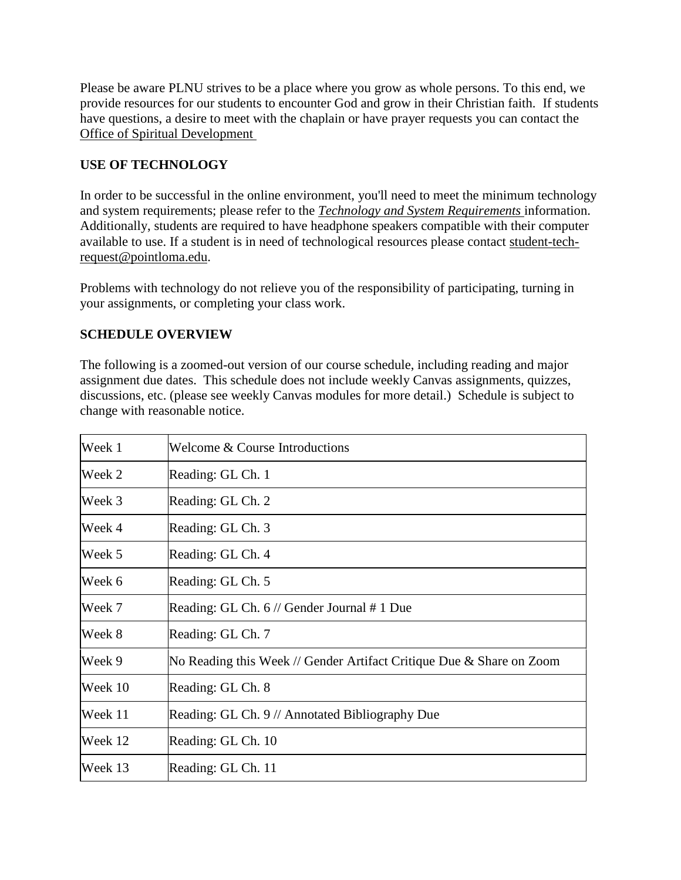Please be aware PLNU strives to be a place where you grow as whole persons. To this end, we provide resources for our students to encounter God and grow in their Christian faith. If students have questions, a desire to meet with the chaplain or have prayer requests you can contact the Office of Spiritual Development

**USE OF TECHNOLOGY**

In order to be successful in the online environment, you'll need to meet the minimum technology and system requirements; please refer to the ***Technology and System Requirements*** information. Additionally, students are required to have headphone speakers compatible with their computer available to use. If a student is in need of technological resources please contact student-tech-request@pointloma.edu.

Problems with technology do not relieve you of the responsibility of participating, turning in your assignments, or completing your class work.

**SCHEDULE OVERVIEW**

The following is a zoomed-out version of our course schedule, including reading and major assignment due dates. This schedule does not include weekly Canvas assignments, quizzes, discussions, etc. (please see weekly Canvas modules for more detail.) Schedule is subject to change with reasonable notice.

| | |
|---|---|
| Week 1 | Welcome & Course Introductions |
| Week 2 | Reading: GL Ch. 1 |
| Week 3 | Reading: GL Ch. 2 |
| Week 4 | Reading: GL Ch. 3 |
| Week 5 | Reading: GL Ch. 4 |
| Week 6 | Reading: GL Ch. 5 |
| Week 7 | Reading: GL Ch. 6 // Gender Journal # 1 Due |
| Week 8 | Reading: GL Ch. 7 |
| Week 9 | No Reading this Week // Gender Artifact Critique Due & Share on Zoom |
| Week 10 | Reading: GL Ch. 8 |
| Week 11 | Reading: GL Ch. 9 // Annotated Bibliography Due |
| Week 12 | Reading: GL Ch. 10 |
| Week 13 | Reading: GL Ch. 11 |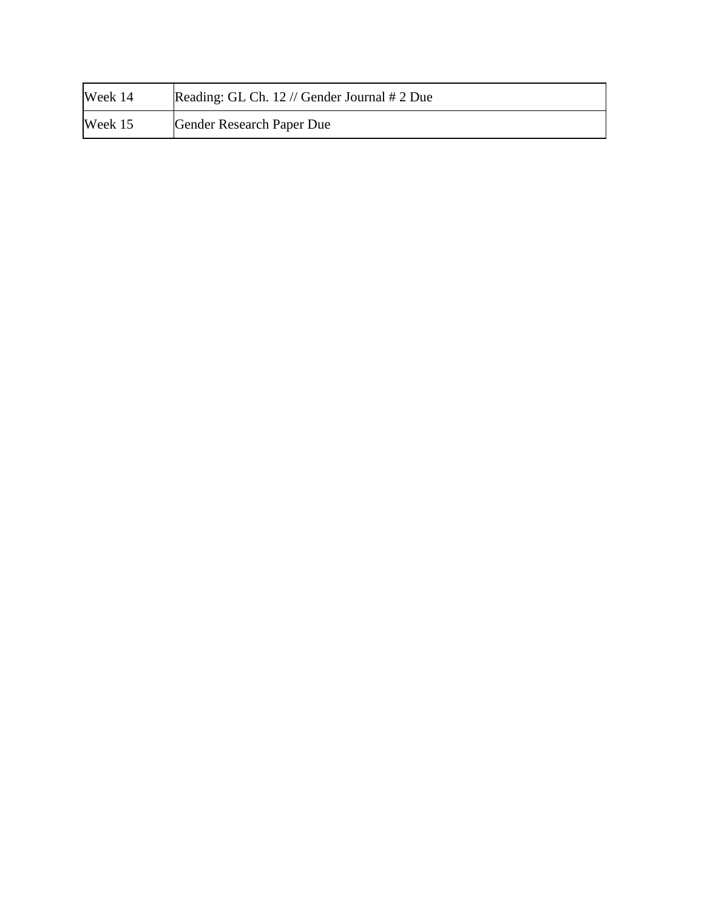| | |
|---|---|
| Week 14 | Reading: GL Ch. 12 // Gender Journal # 2 Due |
| Week 15 | Gender Research Paper Due |